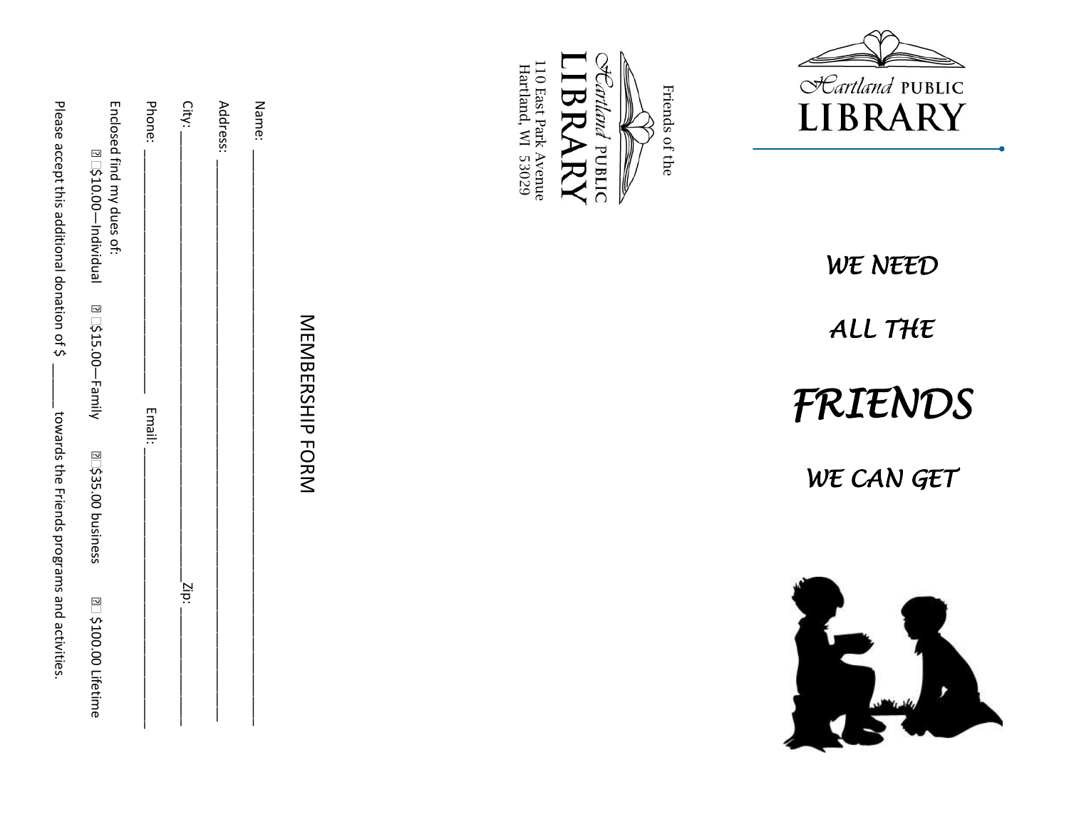Friends of the

Hartland PUBLIC LIBRARY
110 East Park Avenue
Hartland, WI 53029

## MEMBERSHIP FORM

Name: ____________________________________________

Address: __________________________________________

City: _______________________________________ Zip: __________

Phone: ______________________ Email: ______________________

Enclosed find my dues of:

☐ $10.00—Individual ☐ $15.00—Family ☐ $35.00 business ☐ $100.00 Lifetime

Please accept this additional donation of $ _____ towards the Friends programs and activities.

Hartland PUBLIC LIBRARY

*WE NEED*

*ALL THE*

*FRIENDS*

*WE CAN GET*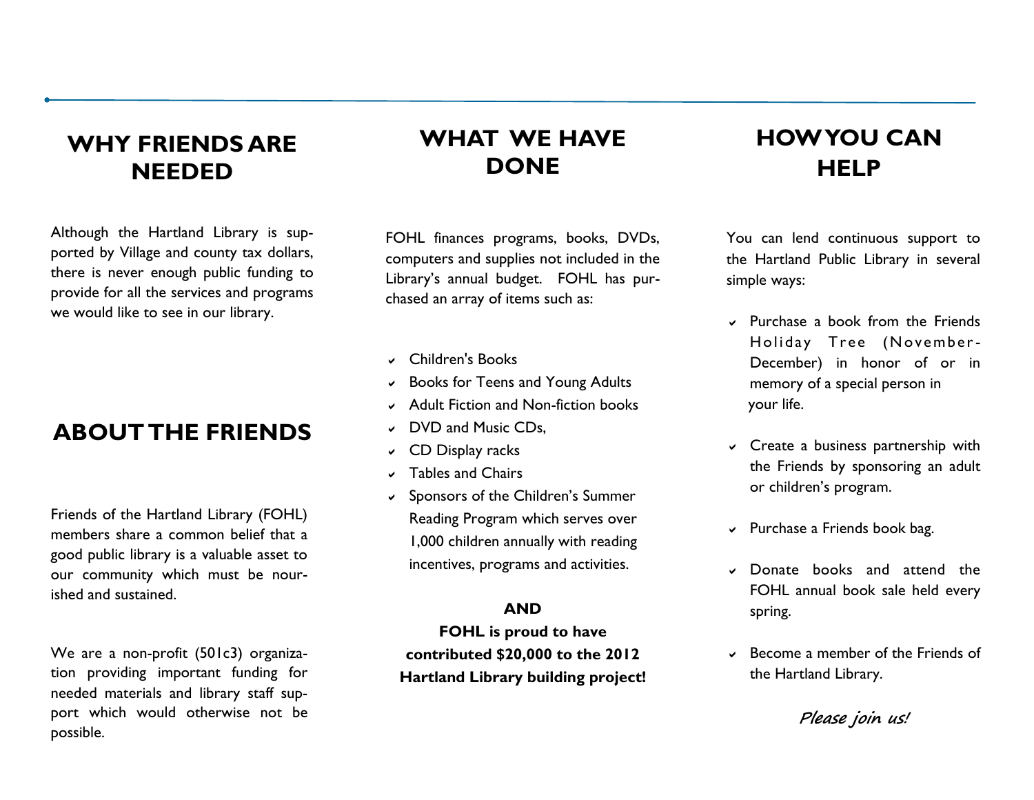## WHY FRIENDS ARE NEEDED

Although the Hartland Library is supported by Village and county tax dollars, there is never enough public funding to provide for all the services and programs we would like to see in our library.

## ABOUT THE FRIENDS

Friends of the Hartland Library (FOHL) members share a common belief that a good public library is a valuable asset to our community which must be nourished and sustained.

We are a non-profit (501c3) organization providing important funding for needed materials and library staff support which would otherwise not be possible.

## WHAT WE HAVE DONE

FOHL finances programs, books, DVDs, computers and supplies not included in the Library's annual budget. FOHL has purchased an array of items such as:

- Children's Books
- Books for Teens and Young Adults
- Adult Fiction and Non-fiction books
- DVD and Music CDs,
- CD Display racks
- Tables and Chairs
- Sponsors of the Children's Summer Reading Program which serves over 1,000 children annually with reading incentives, programs and activities.

**AND**

**FOHL is proud to have contributed $20,000 to the 2012 Hartland Library building project!**

## HOW YOU CAN HELP

You can lend continuous support to the Hartland Public Library in several simple ways:

- Purchase a book from the Friends Holiday Tree (November-December) in honor of or in memory of a special person in your life.
- Create a business partnership with the Friends by sponsoring an adult or children's program.
- Purchase a Friends book bag.
- Donate books and attend the FOHL annual book sale held every spring.
- Become a member of the Friends of the Hartland Library.

*Please join us!*